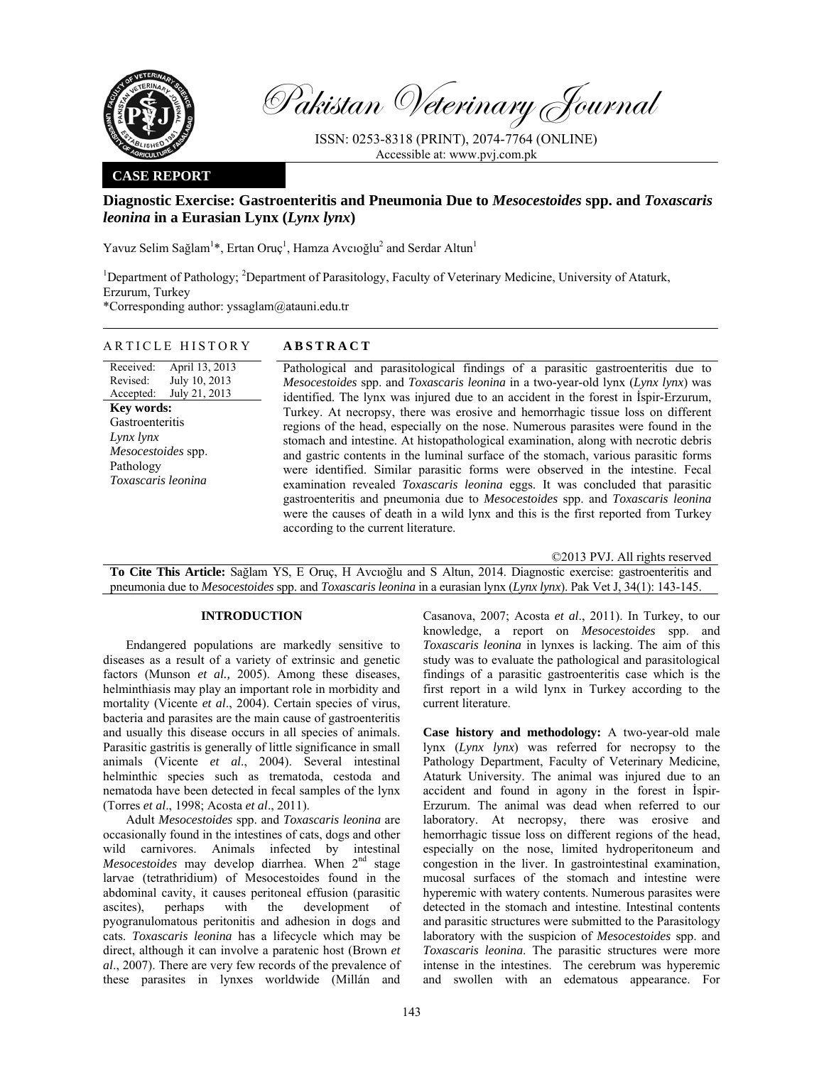**CASE REPORT**

# Diagnostic Exercise: Gastroenteritis and Pneumonia Due to *Mesocestoides* spp. and *Toxascaris leonina* in a Eurasian Lynx (*Lynx lynx*)

Yavuz Selim Sağlam[1]*, Ertan Oruç[1], Hamza Avcıoğlu[2] and Serdar Altun[1]

[1]Department of Pathology; [2]Department of Parasitology, Faculty of Veterinary Medicine, University of Ataturk, Erzurum, Turkey

*Corresponding author: yssaglam@atauni.edu.tr

## ARTICLE HISTORY

Received: April 13, 2013
Revised: July 10, 2013
Accepted: July 21, 2013

**Key words:**
Gastroenteritis
*Lynx lynx*
*Mesocestoides* spp.
Pathology
*Toxascaris leonina*

## ABSTRACT

Pathological and parasitological findings of a parasitic gastroenteritis due to *Mesocestoides* spp. and *Toxascaris leonina* in a two-year-old lynx (*Lynx lynx*) was identified. The lynx was injured due to an accident in the forest in İspir-Erzurum, Turkey. At necropsy, there was erosive and hemorrhagic tissue loss on different regions of the head, especially on the nose. Numerous parasites were found in the stomach and intestine. At histopathological examination, along with necrotic debris and gastric contents in the luminal surface of the stomach, various parasitic forms were identified. Similar parasitic forms were observed in the intestine. Fecal examination revealed *Toxascaris leonina* eggs. It was concluded that parasitic gastroenteritis and pneumonia due to *Mesocestoides* spp. and *Toxascaris leonina* were the causes of death in a wild lynx and this is the first reported from Turkey according to the current literature.

©2013 PVJ. All rights reserved

**To Cite This Article:** Sağlam YS, E Oruç, H Avcıoğlu and S Altun, 2014. Diagnostic exercise: gastroenteritis and pneumonia due to *Mesocestoides* spp. and *Toxascaris leonina* in a eurasian lynx (*Lynx lynx*). Pak Vet J, 34(1): 143-145.

## INTRODUCTION

Endangered populations are markedly sensitive to diseases as a result of a variety of extrinsic and genetic factors (Munson *et al.,* 2005). Among these diseases, helminthiasis may play an important role in morbidity and mortality (Vicente *et al*., 2004). Certain species of virus, bacteria and parasites are the main cause of gastroenteritis and usually this disease occurs in all species of animals. Parasitic gastritis is generally of little significance in small animals (Vicente *et al*., 2004). Several intestinal helminthic species such as trematoda, cestoda and nematoda have been detected in fecal samples of the lynx (Torres *et al*., 1998; Acosta *et al*., 2011).

Adult *Mesocestoides* spp. and *Toxascaris leonina* are occasionally found in the intestines of cats, dogs and other wild carnivores. Animals infected by intestinal *Mesocestoides* may develop diarrhea. When $2^{nd}$ stage larvae (tetrathridium) of Mesocestoides found in the abdominal cavity, it causes peritoneal effusion (parasitic ascites), perhaps with the development of pyogranulomatous peritonitis and adhesion in dogs and cats. *Toxascaris leonina* has a lifecycle which may be direct, although it can involve a paratenic host (Brown *et al*., 2007). There are very few records of the prevalence of these parasites in lynxes worldwide (Millán and Casanova, 2007; Acosta *et al*., 2011). In Turkey, to our knowledge, a report on *Mesocestoides* spp. and *Toxascaris leonina* in lynxes is lacking. The aim of this study was to evaluate the pathological and parasitological findings of a parasitic gastroenteritis case which is the first report in a wild lynx in Turkey according to the current literature.

**Case history and methodology:** A two-year-old male lynx (*Lynx lynx*) was referred for necropsy to the Pathology Department, Faculty of Veterinary Medicine, Ataturk University. The animal was injured due to an accident and found in agony in the forest in İspir-Erzurum. The animal was dead when referred to our laboratory. At necropsy, there was erosive and hemorrhagic tissue loss on different regions of the head, especially on the nose, limited hydroperitoneum and congestion in the liver. In gastrointestinal examination, mucosal surfaces of the stomach and intestine were hyperemic with watery contents. Numerous parasites were detected in the stomach and intestine. Intestinal contents and parasitic structures were submitted to the Parasitology laboratory with the suspicion of *Mesocestoides* spp. and *Toxascaris leonina*. The parasitic structures were more intense in the intestines. The cerebrum was hyperemic and swollen with an edematous appearance. For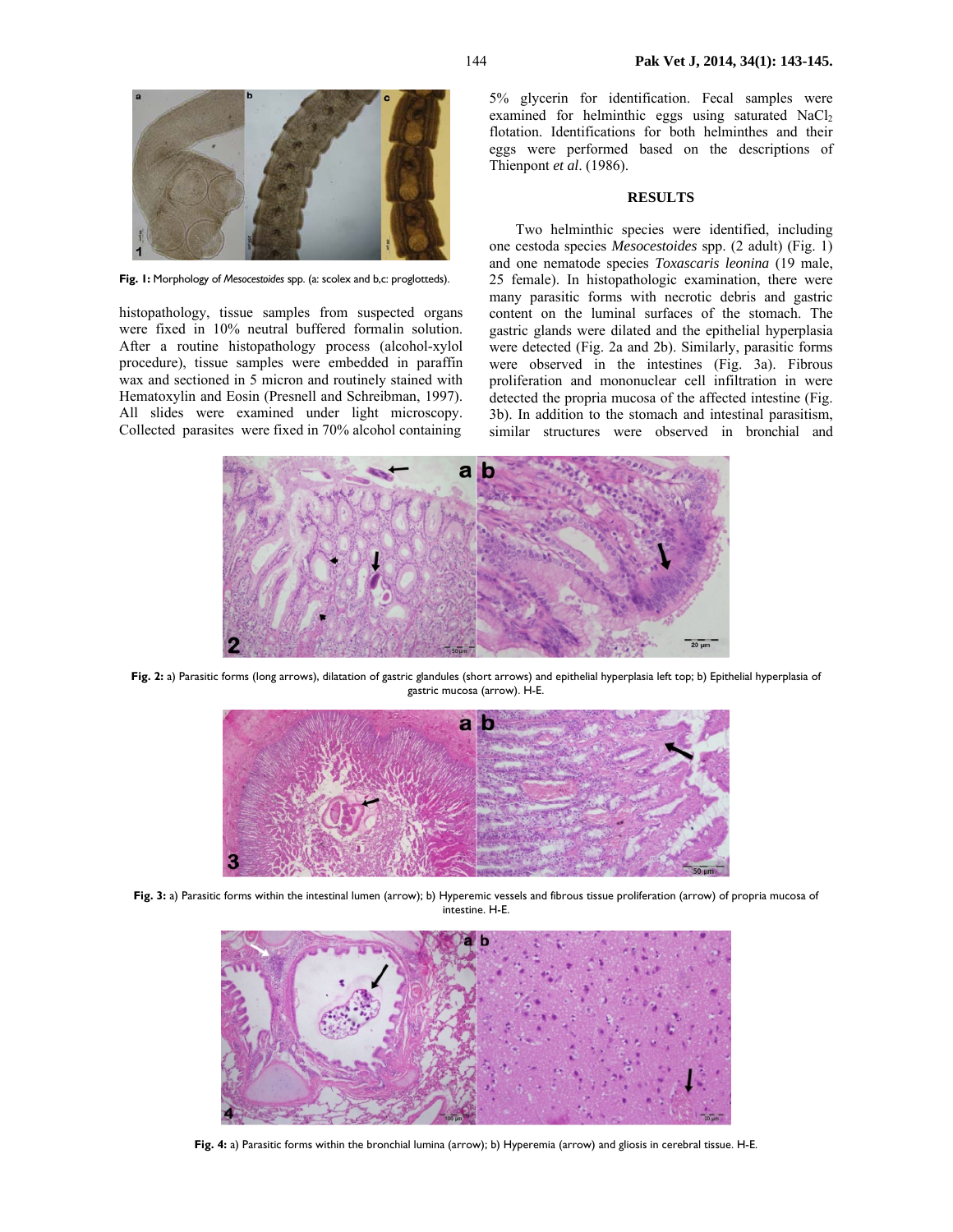Fig. 1: Morphology of *Mesocestoides* spp. (a: scolex and b,c: proglotteds).

histopathology, tissue samples from suspected organs were fixed in 10% neutral buffered formalin solution. After a routine histopathology process (alcohol-xylol procedure), tissue samples were embedded in paraffin wax and sectioned in 5 micron and routinely stained with Hematoxylin and Eosin (Presnell and Schreibman, 1997). All slides were examined under light microscopy. Collected parasites were fixed in 70% alcohol containing 5% glycerin for identification. Fecal samples were examined for helminthic eggs using saturated $NaCl_2$ flotation. Identifications for both helminthes and their eggs were performed based on the descriptions of Thienpont *et al*. (1986).

## RESULTS

Two helminthic species were identified, including one cestoda species *Mesocestoides* spp. (2 adult) (Fig. 1) and one nematode species *Toxascaris leonina* (19 male, 25 female). In histopathologic examination, there were many parasitic forms with necrotic debris and gastric content on the luminal surfaces of the stomach. The gastric glands were dilated and the epithelial hyperplasia were detected (Fig. 2a and 2b). Similarly, parasitic forms were observed in the intestines (Fig. 3a). Fibrous proliferation and mononuclear cell infiltration in were detected the propria mucosa of the affected intestine (Fig. 3b). In addition to the stomach and intestinal parasitism, similar structures were observed in bronchial and

Fig. 2: a) Parasitic forms (long arrows), dilatation of gastric glandules (short arrows) and epithelial hyperplasia left top; b) Epithelial hyperplasia of gastric mucosa (arrow). H-E.

Fig. 3: a) Parasitic forms within the intestinal lumen (arrow); b) Hyperemic vessels and fibrous tissue proliferation (arrow) of propria mucosa of intestine. H-E.

Fig. 4: a) Parasitic forms within the bronchial lumina (arrow); b) Hyperemia (arrow) and gliosis in cerebral tissue. H-E.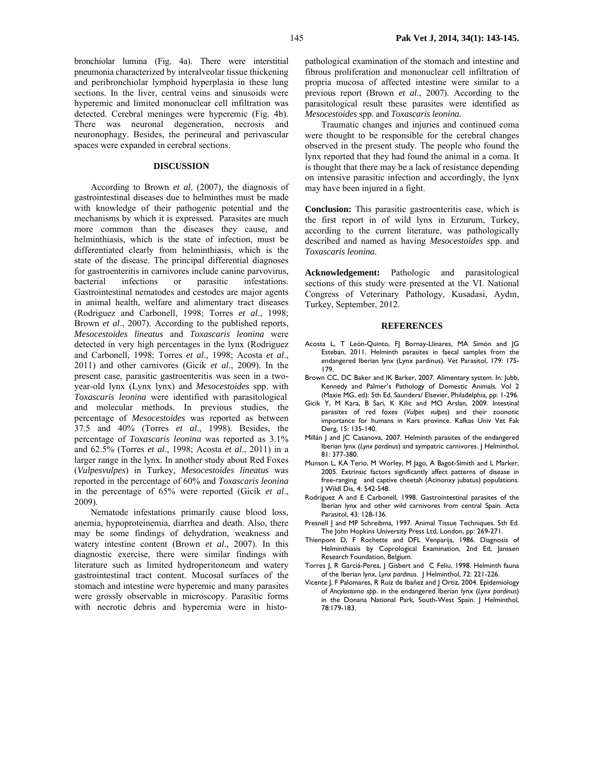bronchiolar lumina (Fig. 4a). There were interstitial pneumonia characterized by interalveolar tissue thickening and peribronchiolar lymphoid hyperplasia in these lung sections. In the liver, central veins and sinusoids were hyperemic and limited mononuclear cell infiltration was detected. Cerebral meninges were hyperemic (Fig. 4b). There was neuronal degeneration, necrosis and neuronophagy. Besides, the perineural and perivascular spaces were expanded in cerebral sections.

## DISCUSSION

According to Brown *et al*. (2007), the diagnosis of gastrointestinal diseases due to helminthes must be made with knowledge of their pathogenic potential and the mechanisms by which it is expressed. Parasites are much more common than the diseases they cause, and helminthiasis, which is the state of infection, must be differentiated clearly from helminthiasis, which is the state of the disease. The principal differential diagnoses for gastroenteritis in carnivores include canine parvovirus, bacterial infections or parasitic infestations. Gastrointestinal nematodes and cestodes are major agents in animal health, welfare and alimentary tract diseases (Rodriguez and Carbonell, 1998; Torres *et al*., 1998; Brown *et al*., 2007). According to the published reports, *Mesocestoides lineatus* and *Toxascaris leonina* were detected in very high percentages in the lynx (Rodriguez and Carbonell, 1998; Torres *et al*., 1998; Acosta *et al*., 2011) and other carnivores (Gicik *et al*., 2009). In the present case, parasitic gastroenteritis was seen in a two-year-old lynx (Lynx lynx) and *Mesocestoides* spp. with *Toxascaris leonina* were identified with parasitological and molecular methods. In previous studies, the percentage of *Mesocestoides* was reported as between 37.5 and 40% (Torres *et al*., 1998). Besides, the percentage of *Toxascaris leonina* was reported as 3.1% and 62.5% (Torres *et al*., 1998; Acosta *et al*., 2011) in a larger range in the lynx. In another study about Red Foxes (*Vulpesvulpes*) in Turkey, *Mesocestoides lineatus* was reported in the percentage of 60% and *Toxascaris leonina* in the percentage of 65% were reported (Gicik *et al*., 2009).

Nematode infestations primarily cause blood loss, anemia, hypoproteinemia, diarrhea and death. Also, there may be some findings of dehydration, weakness and watery intestine content (Brown *et al*., 2007). In this diagnostic exercise, there were similar findings with literature such as limited hydroperitoneum and watery gastrointestinal tract content. Mucosal surfaces of the stomach and intestine were hyperemic and many parasites were grossly observable in microscopy. Parasitic forms with necrotic debris and hyperemia were in histopathological examination of the stomach and intestine and fibrous proliferation and mononuclear cell infiltration of propria mucosa of affected intestine were similar to a previous report (Brown *et al*., 2007). According to the parasitological result these parasites were identified as *Mesocestoides* spp. and *Toxascaris leonina.*

Traumatic changes and injuries and continued coma were thought to be responsible for the cerebral changes observed in the present study. The people who found the lynx reported that they had found the animal in a coma. It is thought that there may be a lack of resistance depending on intensive parasitic infection and accordingly, the lynx may have been injured in a fight.

**Conclusion:** This parasitic gastroenteritis case, which is the first report in of wild lynx in Erzurum, Turkey, according to the current literature, was pathologically described and named as having *Mesocestoides* spp. and *Toxascaris leonina*.

**Acknowledgement:** Pathologic and parasitological sections of this study were presented at the VI. National Congress of Veterinary Pathology, Kusadasi, Aydın, Turkey, September, 2012.

## REFERENCES

Acosta L, T León-Quinto, FJ Bornay-Llinares, MA Simón and JG Esteban, 2011. Helminth parasites in faecal samples from the endangered Iberian lynx (Lynx pardinus). Vet Parasitol, 179: 175-179.

Brown CC, DC Baker and IK Barker, 2007. Alimentary system. In: Jubb, Kennedy and Palmer's Pathology of Domestic Animals. Vol 2 (Maxie MG, ed): 5th Ed, Saunders/ Elsevier, Philadelphia, pp: 1-296.

Gicik Y, M Kara, B Sari, K Kilic and MO Arslan, 2009. Intestinal parasites of red foxes (*Vulpes vulpes*) and their zoonotic importance for humans in Kars province. Kafkas Univ Vet Fak Derg, 15: 135-140.

Millán J and JC Casanova, 2007. Helminth parasites of the endangered Iberian lynx (*Lynx pardinus*) and sympatric carnivores. J Helminthol, 81: 377-380.

Munson L, KA Terio, M Worley, M Jago, A Bagot-Simith and L Marker, 2005. Extrinsic factors significantly affect patterns of disease in free-ranging and captive cheetah (Acinonxy jubatus) populations. J Wildl Dis, 4: 542-548.

Rodríguez A and E Carbonell, 1998. Gastrointestinal parasites of the Iberian lynx and other wild carnivores from central Spain. Acta Parasitol, 43: 128-136.

Presnell J and MP Schreibma, 1997. Animal Tissue Techniques. 5th Ed. The John Hopkins University Press Ltd, London, pp: 269-271.

Thienpont D, F Rochette and DFL Venparijs, 1986. Diagnosis of Helminthiasis by Coprological Examination, 2nd Ed, Janssen Research Foundation, Belgium.

Torres J, R Garciá-Perea, J Gisbert and C Feliu, 1998. Helminth fauna of the Iberian lynx, *Lynx pardinus*. J Helminthol, 72: 221-226.

Vicente J, F Palomares, R Ruiz de Ibañez and J Ortiz, 2004. Epidemiology of *Ancylostoma spp*. in the endangered Iberian lynx (*Lynx pardinus*) in the Donana National Park, South-West Spain. J Helminthol, 78:179-183.